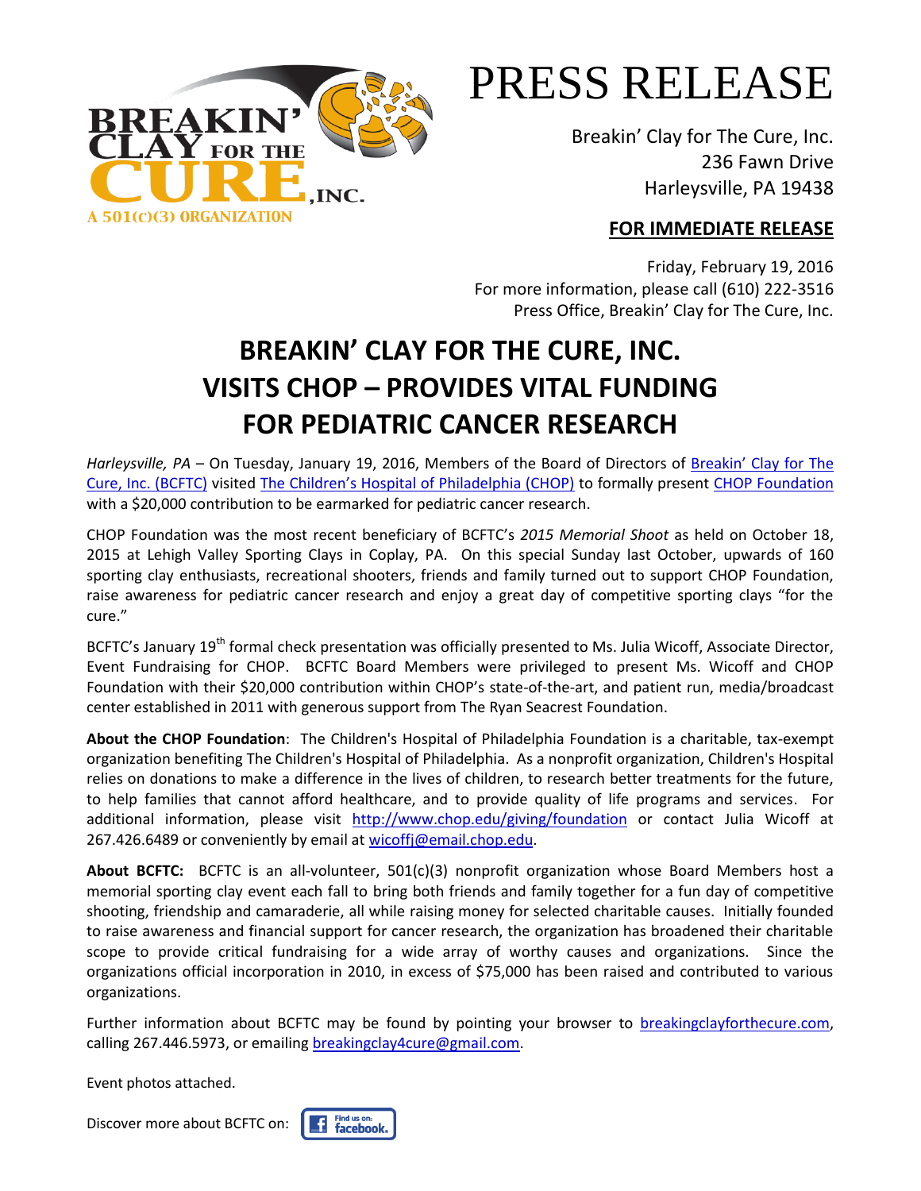BREAKIN' CLAY FOR THE CURE, INC.
A 501(C)(3) ORGANIZATION

# PRESS RELEASE

Breakin' Clay for The Cure, Inc.
236 Fawn Drive
Harleysville, PA 19438

**FOR IMMEDIATE RELEASE**

Friday, February 19, 2016
For more information, please call (610) 222-3516
Press Office, Breakin' Clay for The Cure, Inc.

## BREAKIN' CLAY FOR THE CURE, INC. VISITS CHOP – PROVIDES VITAL FUNDING FOR PEDIATRIC CANCER RESEARCH

*Harleysville, PA* – On Tuesday, January 19, 2016, Members of the Board of Directors of Breakin' Clay for The Cure, Inc. (BCFTC) visited The Children's Hospital of Philadelphia (CHOP) to formally present CHOP Foundation with a $20,000 contribution to be earmarked for pediatric cancer research.

CHOP Foundation was the most recent beneficiary of BCFTC's *2015 Memorial Shoot* as held on October 18, 2015 at Lehigh Valley Sporting Clays in Coplay, PA. On this special Sunday last October, upwards of 160 sporting clay enthusiasts, recreational shooters, friends and family turned out to support CHOP Foundation, raise awareness for pediatric cancer research and enjoy a great day of competitive sporting clays "for the cure."

BCFTC's January 19th formal check presentation was officially presented to Ms. Julia Wicoff, Associate Director, Event Fundraising for CHOP. BCFTC Board Members were privileged to present Ms. Wicoff and CHOP Foundation with their $20,000 contribution within CHOP's state-of-the-art, and patient run, media/broadcast center established in 2011 with generous support from The Ryan Seacrest Foundation.

**About the CHOP Foundation**: The Children's Hospital of Philadelphia Foundation is a charitable, tax-exempt organization benefiting The Children's Hospital of Philadelphia. As a nonprofit organization, Children's Hospital relies on donations to make a difference in the lives of children, to research better treatments for the future, to help families that cannot afford healthcare, and to provide quality of life programs and services. For additional information, please visit http://www.chop.edu/giving/foundation or contact Julia Wicoff at 267.426.6489 or conveniently by email at wicoffj@email.chop.edu.

**About BCFTC:** BCFTC is an all-volunteer, 501(c)(3) nonprofit organization whose Board Members host a memorial sporting clay event each fall to bring both friends and family together for a fun day of competitive shooting, friendship and camaraderie, all while raising money for selected charitable causes. Initially founded to raise awareness and financial support for cancer research, the organization has broadened their charitable scope to provide critical fundraising for a wide array of worthy causes and organizations. Since the organizations official incorporation in 2010, in excess of $75,000 has been raised and contributed to various organizations.

Further information about BCFTC may be found by pointing your browser to breakingclayforthecure.com, calling 267.446.5973, or emailing breakingclay4cure@gmail.com.

Event photos attached.

Discover more about BCFTC on: Find us on: facebook.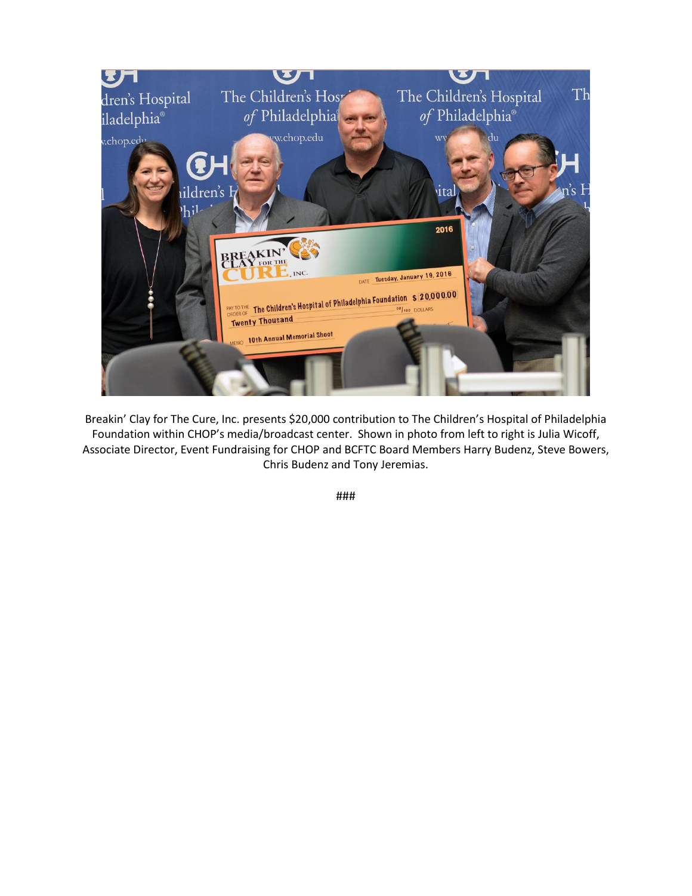Breakin' Clay for The Cure, Inc. presents $20,000 contribution to The Children's Hospital of Philadelphia Foundation within CHOP's media/broadcast center. Shown in photo from left to right is Julia Wicoff, Associate Director, Event Fundraising for CHOP and BCFTC Board Members Harry Budenz, Steve Bowers, Chris Budenz and Tony Jeremias.

###